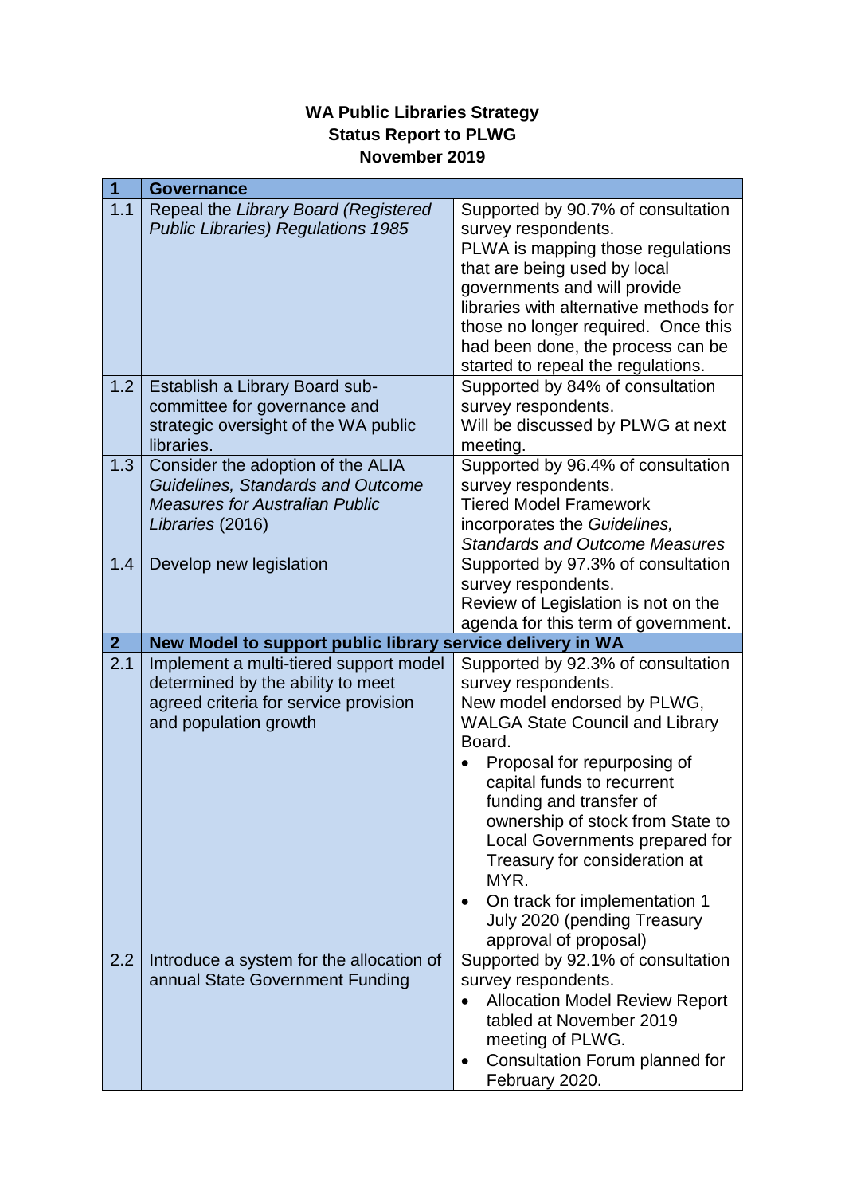# WA Public Libraries Strategy
## Status Report to PLWG
## November 2019

| **1** | **Governance** | |
|---|---|---|
| 1.1 | Repeal the *Library Board (Registered Public Libraries) Regulations 1985* | Supported by 90.7% of consultation survey respondents.<br>PLWA is mapping those regulations that are being used by local governments and will provide libraries with alternative methods for those no longer required. Once this had been done, the process can be started to repeal the regulations. |
| 1.2 | Establish a Library Board sub-committee for governance and strategic oversight of the WA public libraries. | Supported by 84% of consultation survey respondents.<br>Will be discussed by PLWG at next meeting. |
| 1.3 | Consider the adoption of the ALIA *Guidelines, Standards and Outcome Measures for Australian Public Libraries* (2016) | Supported by 96.4% of consultation survey respondents.<br>Tiered Model Framework incorporates the *Guidelines, Standards and Outcome Measures* |
| 1.4 | Develop new legislation | Supported by 97.3% of consultation survey respondents.<br>Review of Legislation is not on the agenda for this term of government. |
| **2** | **New Model to support public library service delivery in WA** | |
| 2.1 | Implement a multi-tiered support model determined by the ability to meet agreed criteria for service provision and population growth | Supported by 92.3% of consultation survey respondents.<br>New model endorsed by PLWG, WALGA State Council and Library Board.<br>• Proposal for repurposing of capital funds to recurrent funding and transfer of ownership of stock from State to Local Governments prepared for Treasury for consideration at MYR.<br>• On track for implementation 1 July 2020 (pending Treasury approval of proposal) |
| 2.2 | Introduce a system for the allocation of annual State Government Funding | Supported by 92.1% of consultation survey respondents.<br>• Allocation Model Review Report tabled at November 2019 meeting of PLWG.<br>• Consultation Forum planned for February 2020. |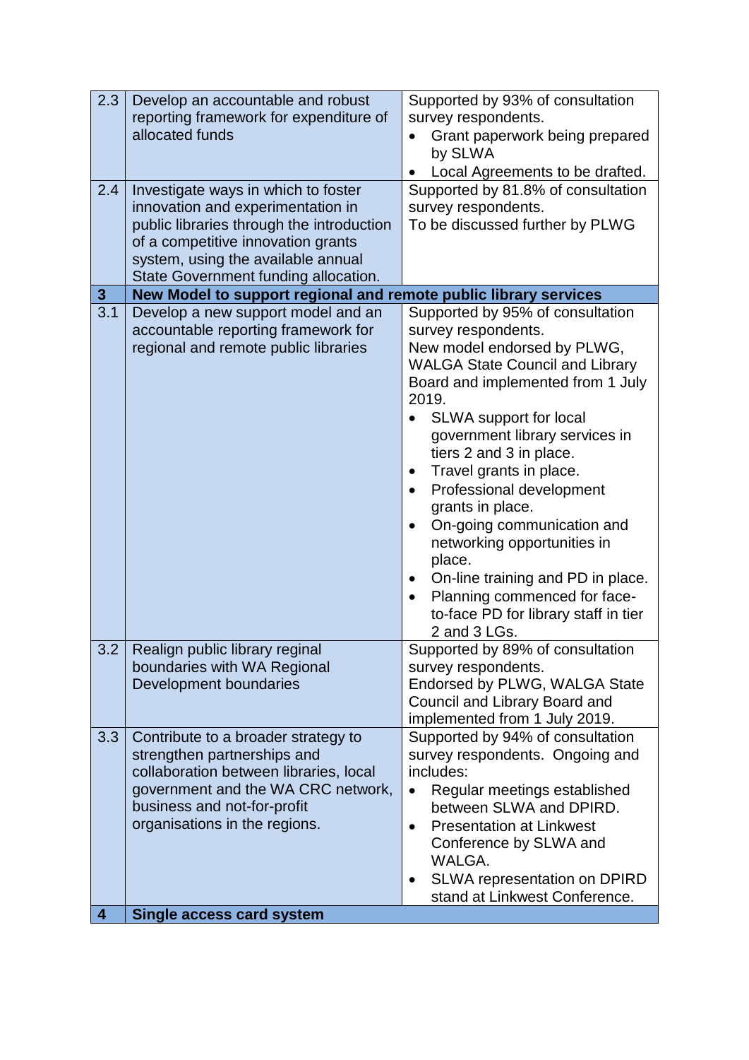| | | |
|---|---|---|
| 2.3 | Develop an accountable and robust reporting framework for expenditure of allocated funds | Supported by 93% of consultation survey respondents.<br>• Grant paperwork being prepared by SLWA<br>• Local Agreements to be drafted. |
| 2.4 | Investigate ways in which to foster innovation and experimentation in public libraries through the introduction of a competitive innovation grants system, using the available annual State Government funding allocation. | Supported by 81.8% of consultation survey respondents.<br>To be discussed further by PLWG |
| **3** | **New Model to support regional and remote public library services** | |
| 3.1 | Develop a new support model and an accountable reporting framework for regional and remote public libraries | Supported by 95% of consultation survey respondents.<br>New model endorsed by PLWG, WALGA State Council and Library Board and implemented from 1 July 2019.<br>• SLWA support for local government library services in tiers 2 and 3 in place.<br>• Travel grants in place.<br>• Professional development grants in place.<br>• On-going communication and networking opportunities in place.<br>• On-line training and PD in place.<br>• Planning commenced for face-to-face PD for library staff in tier 2 and 3 LGs. |
| 3.2 | Realign public library regional boundaries with WA Regional Development boundaries | Supported by 89% of consultation survey respondents.<br>Endorsed by PLWG, WALGA State Council and Library Board and implemented from 1 July 2019. |
| 3.3 | Contribute to a broader strategy to strengthen partnerships and collaboration between libraries, local government and the WA CRC network, business and not-for-profit organisations in the regions. | Supported by 94% of consultation survey respondents. Ongoing and includes:<br>• Regular meetings established between SLWA and DPIRD.<br>• Presentation at Linkwest Conference by SLWA and WALGA.<br>• SLWA representation on DPIRD stand at Linkwest Conference. |
| **4** | **Single access card system** | |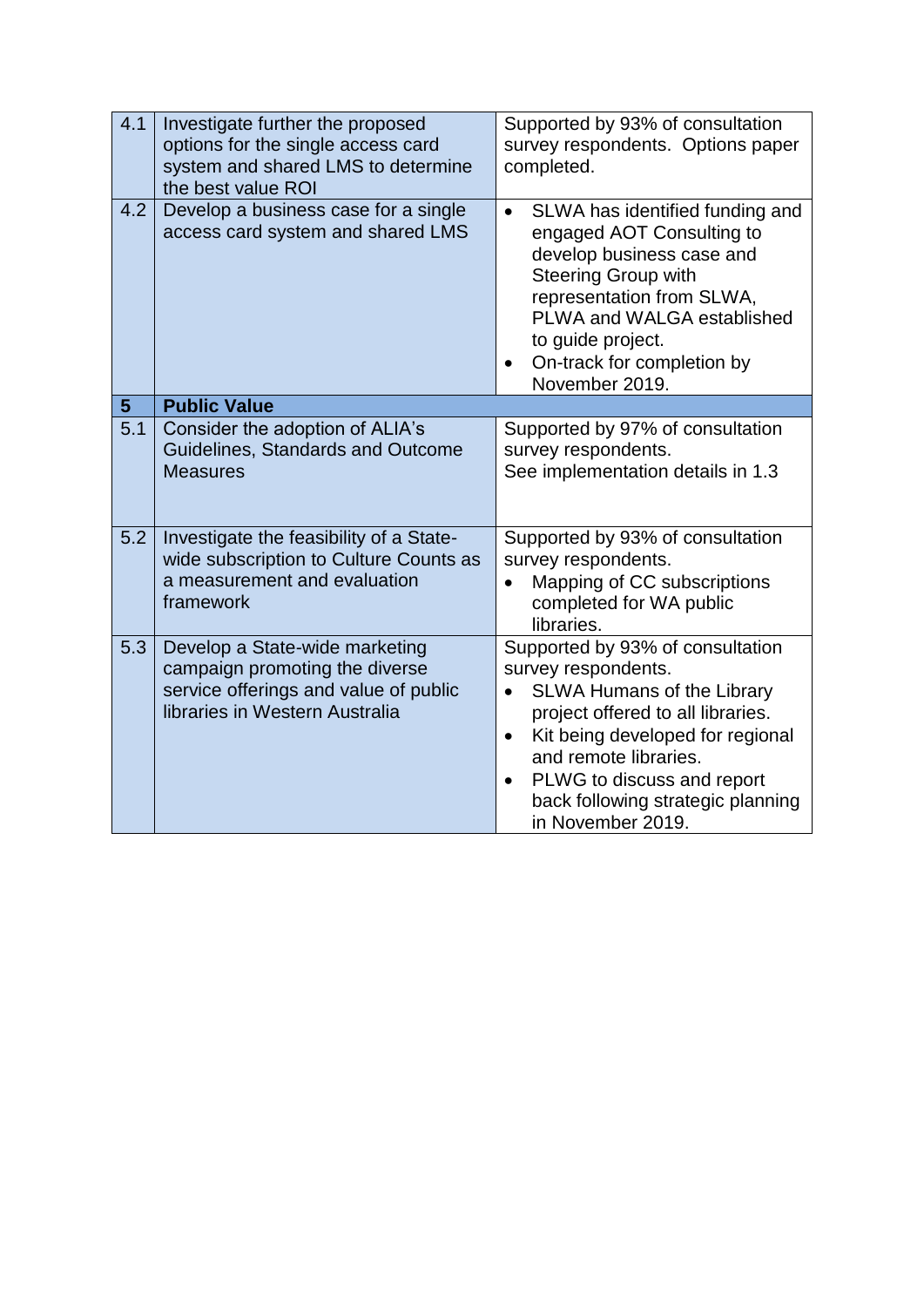| | | |
|---|---|---|
| 4.1 | Investigate further the proposed options for the single access card system and shared LMS to determine the best value ROI | Supported by 93% of consultation survey respondents. Options paper completed. |
| 4.2 | Develop a business case for a single access card system and shared LMS | • SLWA has identified funding and engaged AOT Consulting to develop business case and Steering Group with representation from SLWA, PLWA and WALGA established to guide project.<br>• On-track for completion by November 2019. |
| **5** | **Public Value** | |
| 5.1 | Consider the adoption of ALIA's Guidelines, Standards and Outcome Measures | Supported by 97% of consultation survey respondents.<br>See implementation details in 1.3 |
| 5.2 | Investigate the feasibility of a State-wide subscription to Culture Counts as a measurement and evaluation framework | Supported by 93% of consultation survey respondents.<br>• Mapping of CC subscriptions completed for WA public libraries. |
| 5.3 | Develop a State-wide marketing campaign promoting the diverse service offerings and value of public libraries in Western Australia | Supported by 93% of consultation survey respondents.<br>• SLWA Humans of the Library project offered to all libraries.<br>• Kit being developed for regional and remote libraries.<br>• PLWG to discuss and report back following strategic planning in November 2019. |